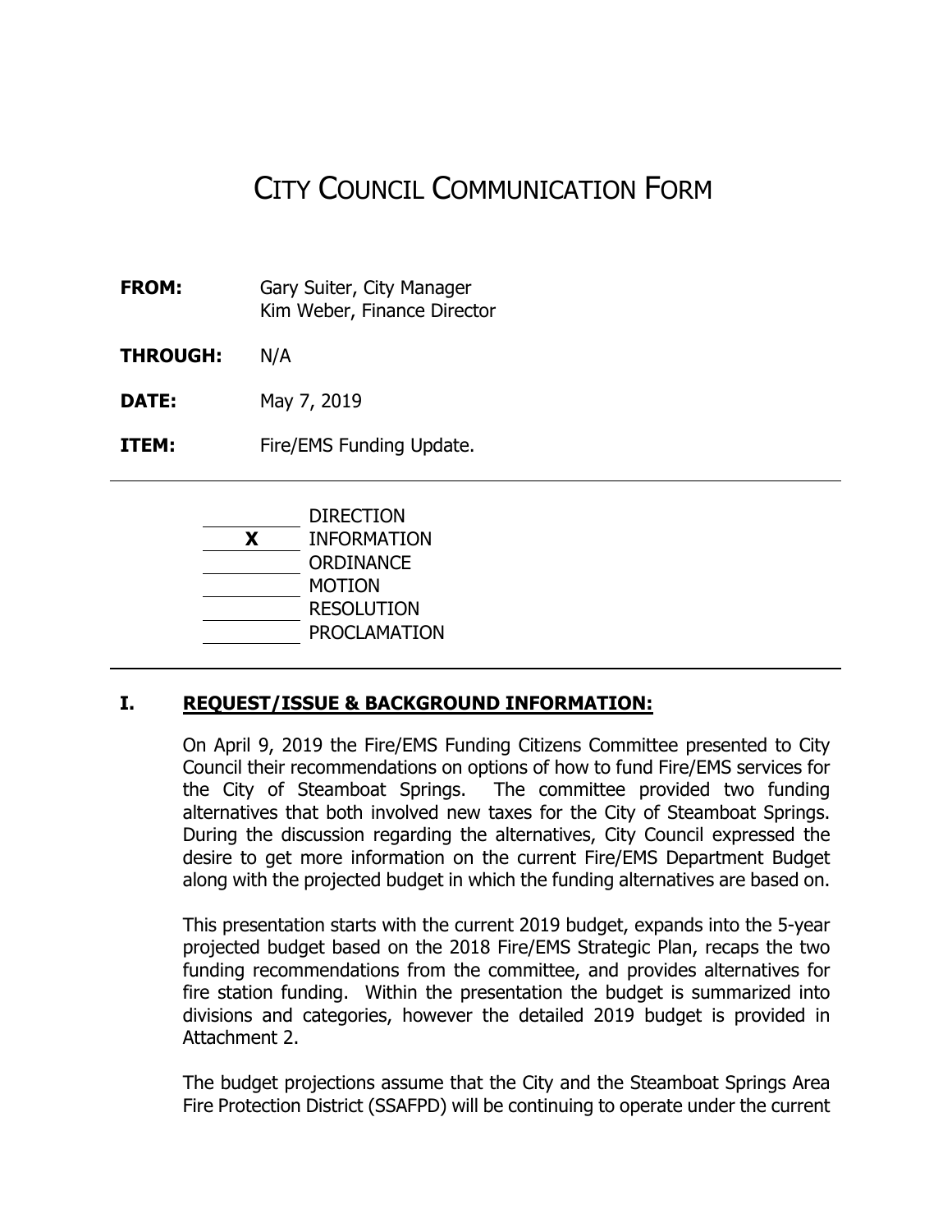# City Council Communication Form

**FROM:** Gary Suiter, City Manager
Kim Weber, Finance Director

**THROUGH:** N/A

**DATE:** May 7, 2019

**ITEM:** Fire/EMS Funding Update.

---

\_\_\_\_\_\_\_\_ DIRECTION
\_\_\_**X**\_\_\_ INFORMATION
\_\_\_\_\_\_\_\_ ORDINANCE
\_\_\_\_\_\_\_\_ MOTION
\_\_\_\_\_\_\_\_ RESOLUTION
\_\_\_\_\_\_\_\_ PROCLAMATION

---

## I. REQUEST/ISSUE & BACKGROUND INFORMATION:

On April 9, 2019 the Fire/EMS Funding Citizens Committee presented to City Council their recommendations on options of how to fund Fire/EMS services for the City of Steamboat Springs. The committee provided two funding alternatives that both involved new taxes for the City of Steamboat Springs. During the discussion regarding the alternatives, City Council expressed the desire to get more information on the current Fire/EMS Department Budget along with the projected budget in which the funding alternatives are based on.

This presentation starts with the current 2019 budget, expands into the 5-year projected budget based on the 2018 Fire/EMS Strategic Plan, recaps the two funding recommendations from the committee, and provides alternatives for fire station funding. Within the presentation the budget is summarized into divisions and categories, however the detailed 2019 budget is provided in Attachment 2.

The budget projections assume that the City and the Steamboat Springs Area Fire Protection District (SSAFPD) will be continuing to operate under the current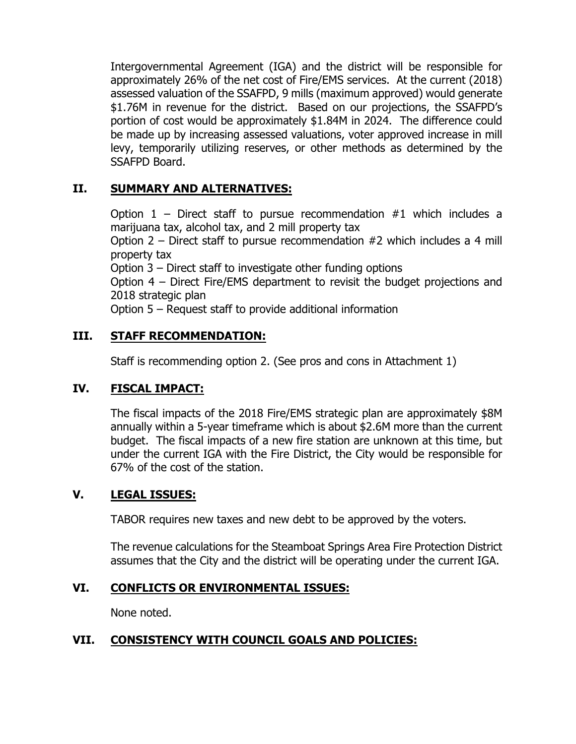Intergovernmental Agreement (IGA) and the district will be responsible for approximately 26% of the net cost of Fire/EMS services. At the current (2018) assessed valuation of the SSAFPD, 9 mills (maximum approved) would generate $1.76M in revenue for the district. Based on our projections, the SSAFPD's portion of cost would be approximately $1.84M in 2024. The difference could be made up by increasing assessed valuations, voter approved increase in mill levy, temporarily utilizing reserves, or other methods as determined by the SSAFPD Board.

## II. SUMMARY AND ALTERNATIVES:

Option 1 – Direct staff to pursue recommendation #1 which includes a marijuana tax, alcohol tax, and 2 mill property tax

Option 2 – Direct staff to pursue recommendation #2 which includes a 4 mill property tax

Option 3 – Direct staff to investigate other funding options

Option 4 – Direct Fire/EMS department to revisit the budget projections and 2018 strategic plan

Option 5 – Request staff to provide additional information

## III. STAFF RECOMMENDATION:

Staff is recommending option 2. (See pros and cons in Attachment 1)

## IV. FISCAL IMPACT:

The fiscal impacts of the 2018 Fire/EMS strategic plan are approximately $8M annually within a 5-year timeframe which is about $2.6M more than the current budget. The fiscal impacts of a new fire station are unknown at this time, but under the current IGA with the Fire District, the City would be responsible for 67% of the cost of the station.

## V. LEGAL ISSUES:

TABOR requires new taxes and new debt to be approved by the voters.

The revenue calculations for the Steamboat Springs Area Fire Protection District assumes that the City and the district will be operating under the current IGA.

## VI. CONFLICTS OR ENVIRONMENTAL ISSUES:

None noted.

## VII. CONSISTENCY WITH COUNCIL GOALS AND POLICIES: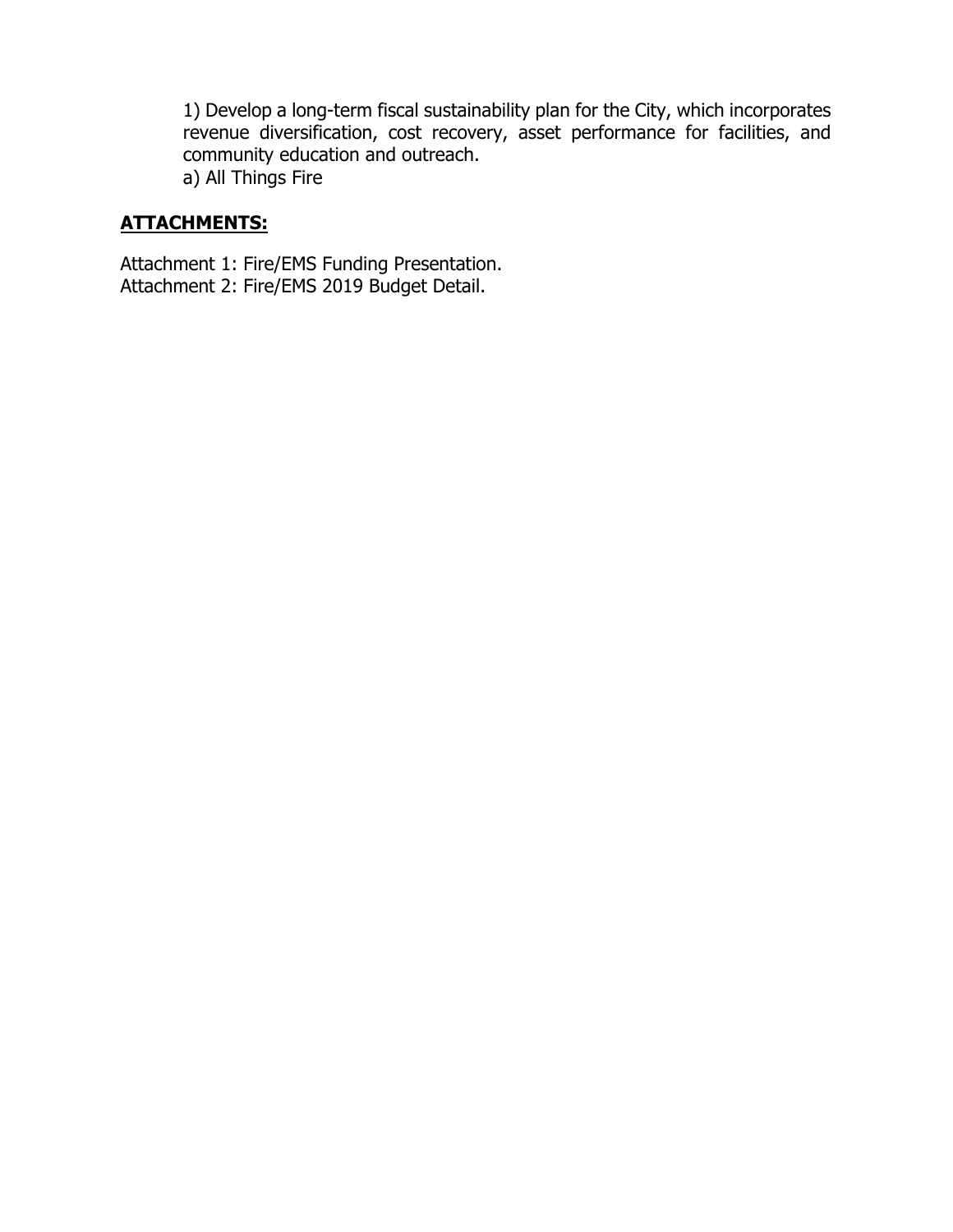1) Develop a long-term fiscal sustainability plan for the City, which incorporates revenue diversification, cost recovery, asset performance for facilities, and community education and outreach.

a) All Things Fire

## **ATTACHMENTS:**

Attachment 1: Fire/EMS Funding Presentation.
Attachment 2: Fire/EMS 2019 Budget Detail.